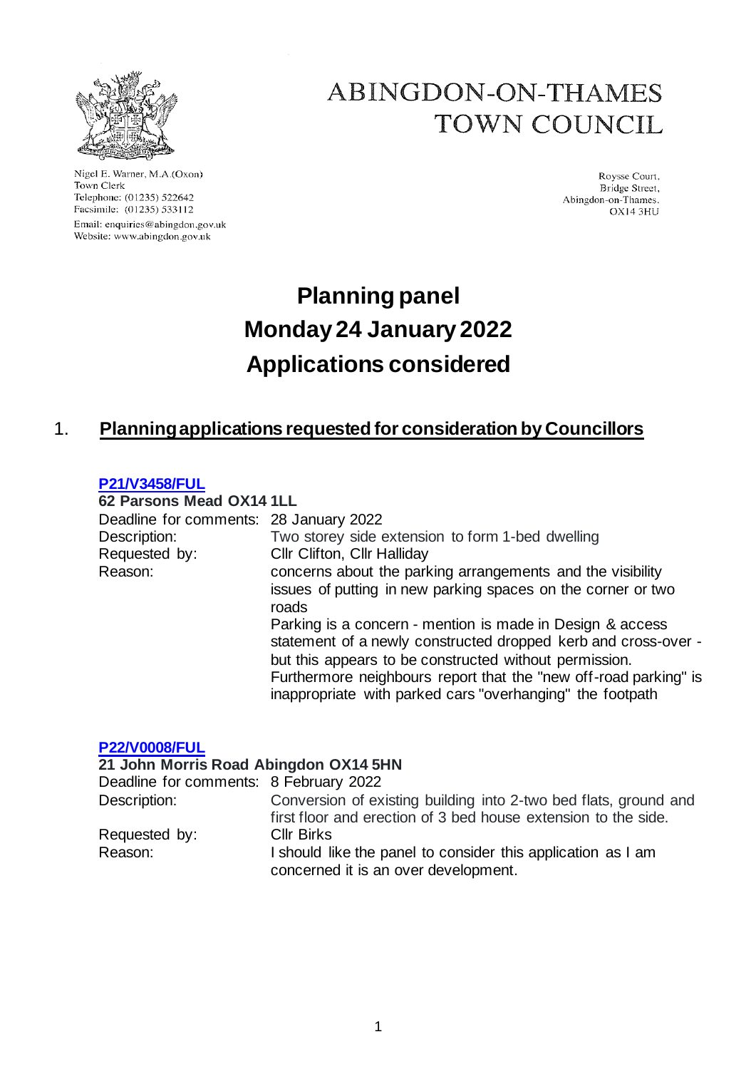# ABINGDON-ON-THAMES TOWN COUNCIL

Nigel E. Warner, M.A.(Oxon)
Town Clerk
Telephone: (01235) 522642
Facsimile: (01235) 533112
Email: enquiries@abingdon.gov.uk
Website: www.abingdon.gov.uk

Roysse Court,
Bridge Street,
Abingdon-on-Thames.
OX14 3HU

# Planning panel
# Monday 24 January 2022
# Applications considered

## 1. Planning applications requested for consideration by Councillors

**P21/V3458/FUL**

**62 Parsons Mead OX14 1LL**

Deadline for comments: 28 January 2022

Description: Two storey side extension to form 1-bed dwelling

Requested by: Cllr Clifton, Cllr Halliday

Reason: concerns about the parking arrangements and the visibility issues of putting in new parking spaces on the corner or two roads

Parking is a concern - mention is made in Design & access statement of a newly constructed dropped kerb and cross-over - but this appears to be constructed without permission. Furthermore neighbours report that the "new off-road parking" is inappropriate with parked cars "overhanging" the footpath

**P22/V0008/FUL**

**21 John Morris Road Abingdon OX14 5HN**

Deadline for comments: 8 February 2022

Description: Conversion of existing building into 2-two bed flats, ground and first floor and erection of 3 bed house extension to the side.

Requested by: Cllr Birks

Reason: I should like the panel to consider this application as I am concerned it is an over development.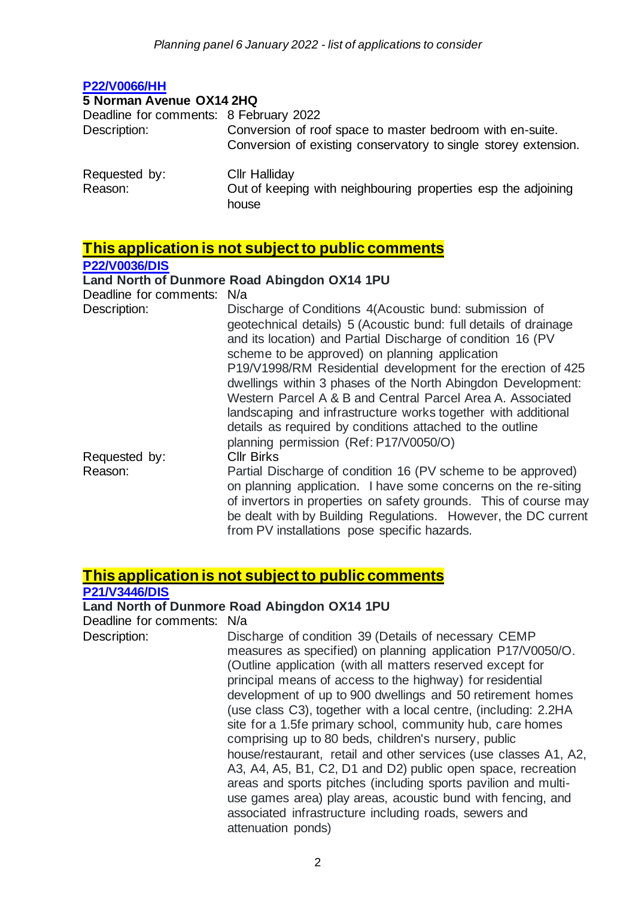**P22/V0066/HH**

**5 Norman Avenue OX14 2HQ**

| | |
|---|---|
| Deadline for comments: | 8 February 2022 |
| Description: | Conversion of roof space to master bedroom with en-suite. Conversion of existing conservatory to single storey extension. |
| Requested by: | Cllr Halliday |
| Reason: | Out of keeping with neighbouring properties esp the adjoining house |

## This application is not subject to public comments

**P22/V0036/DIS**

**Land North of Dunmore Road Abingdon OX14 1PU**

| | |
|---|---|
| Deadline for comments: | N/a |
| Description: | Discharge of Conditions 4(Acoustic bund: submission of geotechnical details) 5 (Acoustic bund: full details of drainage and its location) and Partial Discharge of condition 16 (PV scheme to be approved) on planning application P19/V1998/RM Residential development for the erection of 425 dwellings within 3 phases of the North Abingdon Development: Western Parcel A & B and Central Parcel Area A. Associated landscaping and infrastructure works together with additional details as required by conditions attached to the outline planning permission (Ref: P17/V0050/O) |
| Requested by: | Cllr Birks |
| Reason: | Partial Discharge of condition 16 (PV scheme to be approved) on planning application. I have some concerns on the re-siting of invertors in properties on safety grounds. This of course may be dealt with by Building Regulations. However, the DC current from PV installations pose specific hazards. |

## This application is not subject to public comments

**P21/V3446/DIS**

**Land North of Dunmore Road Abingdon OX14 1PU**

| | |
|---|---|
| Deadline for comments: | N/a |
| Description: | Discharge of condition 39 (Details of necessary CEMP measures as specified) on planning application P17/V0050/O. (Outline application (with all matters reserved except for principal means of access to the highway) for residential development of up to 900 dwellings and 50 retirement homes (use class C3), together with a local centre, (including: 2.2HA site for a 1.5fe primary school, community hub, care homes comprising up to 80 beds, children's nursery, public house/restaurant, retail and other services (use classes A1, A2, A3, A4, A5, B1, C2, D1 and D2) public open space, recreation areas and sports pitches (including sports pavilion and multi-use games area) play areas, acoustic bund with fencing, and associated infrastructure including roads, sewers and attenuation ponds) |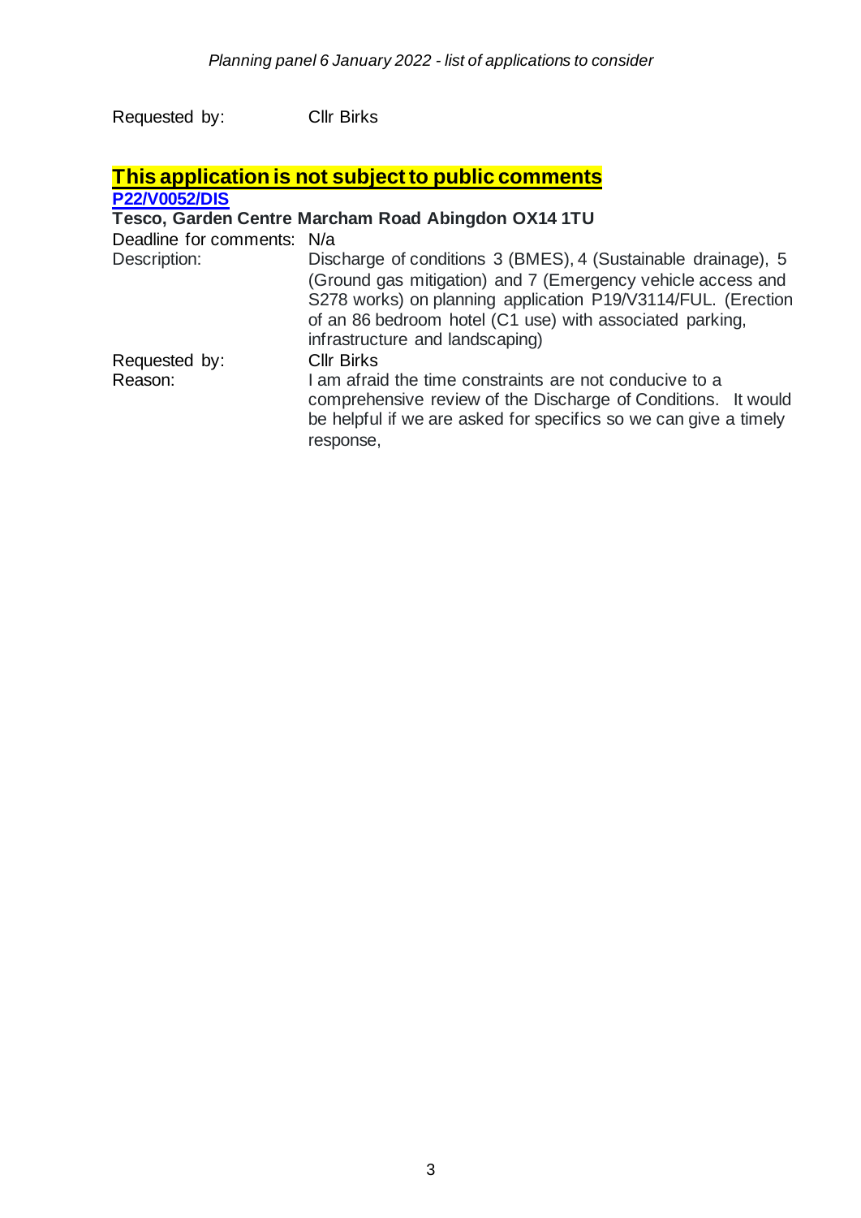Requested by: Cllr Birks

## **This application is not subject to public comments**

**P22/V0052/DIS**

**Tesco, Garden Centre Marcham Road Abingdon OX14 1TU**

| | |
|---|---|
| Deadline for comments: | N/a |
| Description: | Discharge of conditions 3 (BMES), 4 (Sustainable drainage), 5 (Ground gas mitigation) and 7 (Emergency vehicle access and S278 works) on planning application P19/V3114/FUL. (Erection of an 86 bedroom hotel (C1 use) with associated parking, infrastructure and landscaping) |
| Requested by: | Cllr Birks |
| Reason: | I am afraid the time constraints are not conducive to a comprehensive review of the Discharge of Conditions. It would be helpful if we are asked for specifics so we can give a timely response, |